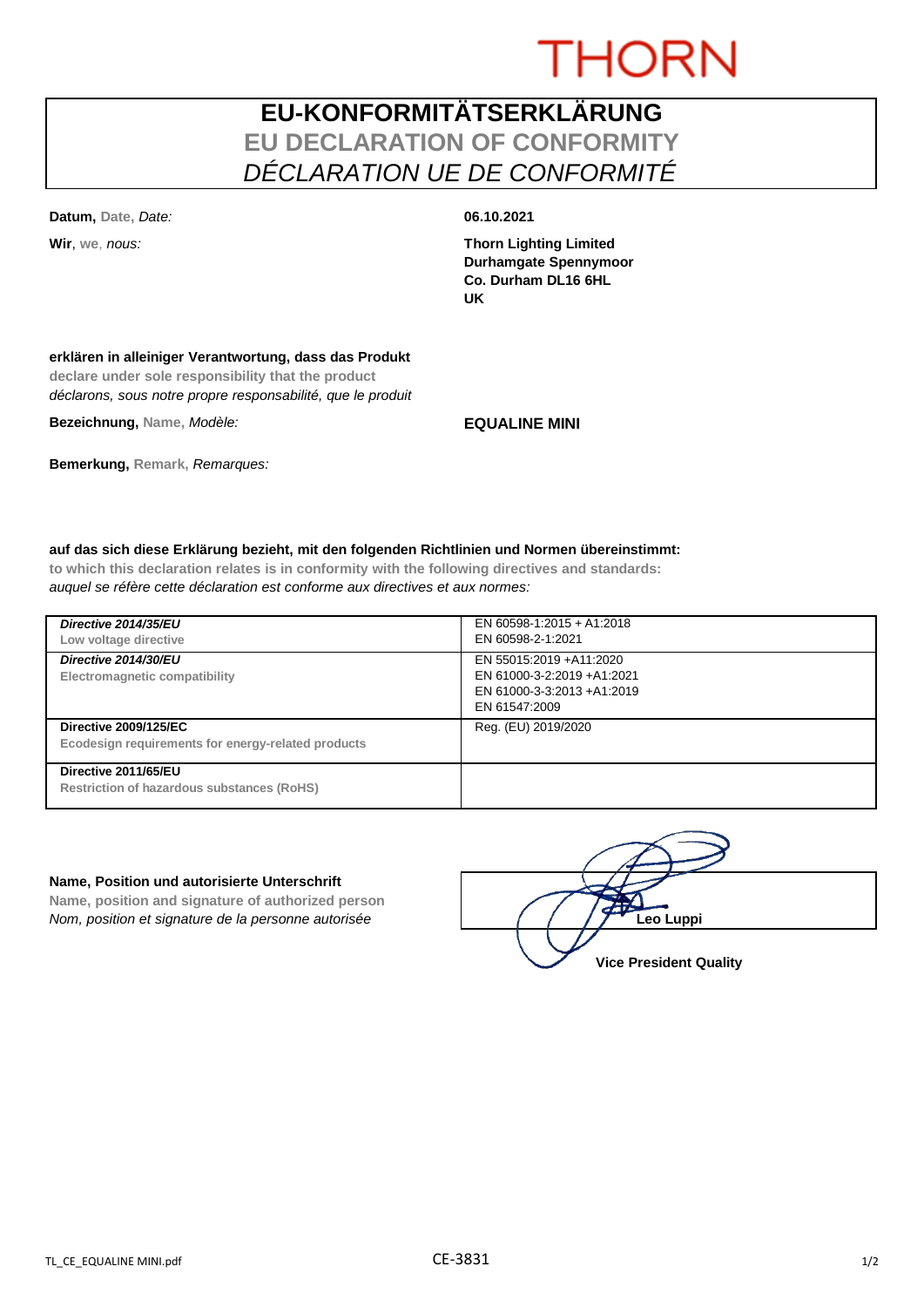THORN

# EU-KONFORMITÄTSERKLÄRUNG
## EU DECLARATION OF CONFORMITY
## *DÉCLARATION UE DE CONFORMITÉ*

**Datum,** Date, *Date:* **06.10.2021**

**Wir**, we, *nous:*

**Thorn Lighting Limited**
**Durhamgate Spennymoor**
**Co. Durham DL16 6HL**
**UK**

**erklären in alleiniger Verantwortung, dass das Produkt**
**declare under sole responsibility that the product**
*déclarons, sous notre propre responsabilité, que le produit*

**Bezeichnung,** Name, *Modèle:* **EQUALINE MINI**

**Bemerkung,** Remark, *Remarques:*

**auf das sich diese Erklärung bezieht, mit den folgenden Richtlinien und Normen übereinstimmt:**
**to which this declaration relates is in conformity with the following directives and standards:**
*auquel se réfère cette déclaration est conforme aux directives et aux normes:*

| Directive | Standards |
|---|---|
| ***Directive 2014/35/EU*** <br> **Low voltage directive** | EN 60598-1:2015 + A1:2018 <br> EN 60598-2-1:2021 |
| ***Directive 2014/30/EU*** <br> **Electromagnetic compatibility** | EN 55015:2019 +A11:2020 <br> EN 61000-3-2:2019 +A1:2021 <br> EN 61000-3-3:2013 +A1:2019 <br> EN 61547:2009 |
| **Directive 2009/125/EC** <br> **Ecodesign requirements for energy-related products** | Reg. (EU) 2019/2020 |
| **Directive 2011/65/EU** <br> **Restriction of hazardous substances (RoHS)** | |

**Name, Position und autorisierte Unterschrift**
**Name, position and signature of authorized person**
*Nom, position et signature de la personne autorisée*

**Leo Luppi**
**Vice President Quality**

TL_CE_EQUALINE MINI.pdf

CE-3831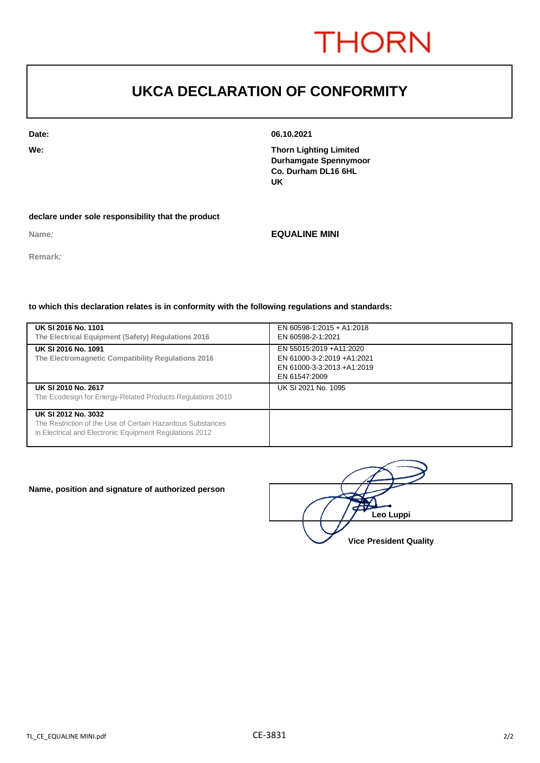THORN

# UKCA DECLARATION OF CONFORMITY

| | |
|---|---|
| **Date:** | **06.10.2021** |
| **We:** | **Thorn Lighting Limited**<br>**Durhamgate Spennymoor**<br>**Co. Durham DL16 6HL**<br>**UK** |

**declare under sole responsibility that the product**

| | |
|---|---|
| Name: | **EQUALINE MINI** |
| Remark: | |

**to which this declaration relates is in conformity with the following regulations and standards:**

| | |
|---|---|
| **UK SI 2016 No. 1101**<br>**The Electrical Equipment (Safety) Regulations 2016** | EN 60598-1:2015 + A1:2018<br>EN 60598-2-1:2021 |
| **UK SI 2016 No. 1091**<br>**The Electromagnetic Compatibility Regulations 2016** | EN 55015:2019 +A11:2020<br>EN 61000-3-2:2019 +A1:2021<br>EN 61000-3-3:2013 +A1:2019<br>EN 61547:2009 |
| **UK SI 2010 No. 2617**<br>The Ecodesign for Energy-Related Products Regulations 2010 | UK SI 2021 No. 1095 |
| **UK SI 2012 No. 3032**<br>The Restriction of the Use of Certain Hazardous Substances in Electrical and Electronic Equipment Regulations 2012 | |

**Name, position and signature of authorized person**

**Leo Luppi**

**Vice President Quality**

TL_CE_EQUALINE MINI.pdf

CE-3831